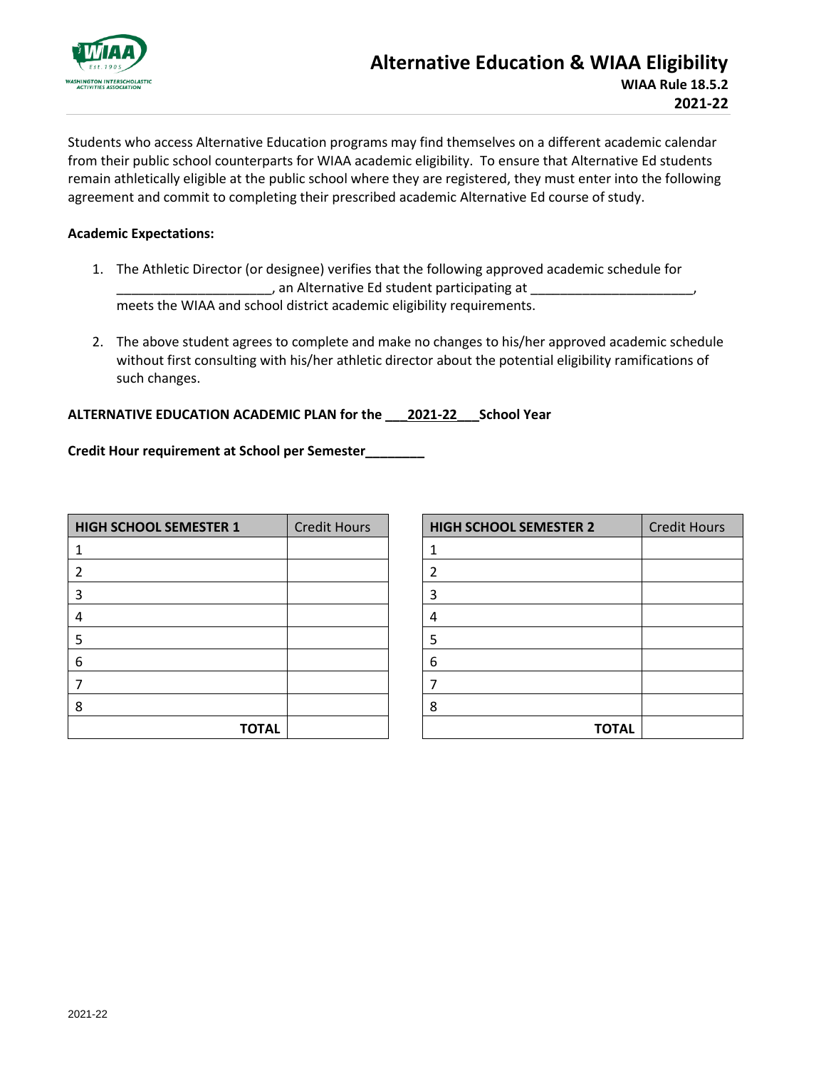# Alternative Education & WIAA Eligibility

**WIAA Rule 18.5.2**

**2021-22**

Students who access Alternative Education programs may find themselves on a different academic calendar from their public school counterparts for WIAA academic eligibility. To ensure that Alternative Ed students remain athletically eligible at the public school where they are registered, they must enter into the following agreement and commit to completing their prescribed academic Alternative Ed course of study.

**Academic Expectations:**

1. The Athletic Director (or designee) verifies that the following approved academic schedule for _____________________, an Alternative Ed student participating at ______________________, meets the WIAA and school district academic eligibility requirements.

2. The above student agrees to complete and make no changes to his/her approved academic schedule without first consulting with his/her athletic director about the potential eligibility ramifications of such changes.

**ALTERNATIVE EDUCATION ACADEMIC PLAN for the ___2021-22___School Year**

**Credit Hour requirement at School per Semester________**

| HIGH SCHOOL SEMESTER 1 | Credit Hours |
|---|---|
| 1 | |
| 2 | |
| 3 | |
| 4 | |
| 5 | |
| 6 | |
| 7 | |
| 8 | |
| **TOTAL** | |

| HIGH SCHOOL SEMESTER 2 | Credit Hours |
|---|---|
| 1 | |
| 2 | |
| 3 | |
| 4 | |
| 5 | |
| 6 | |
| 7 | |
| 8 | |
| **TOTAL** | |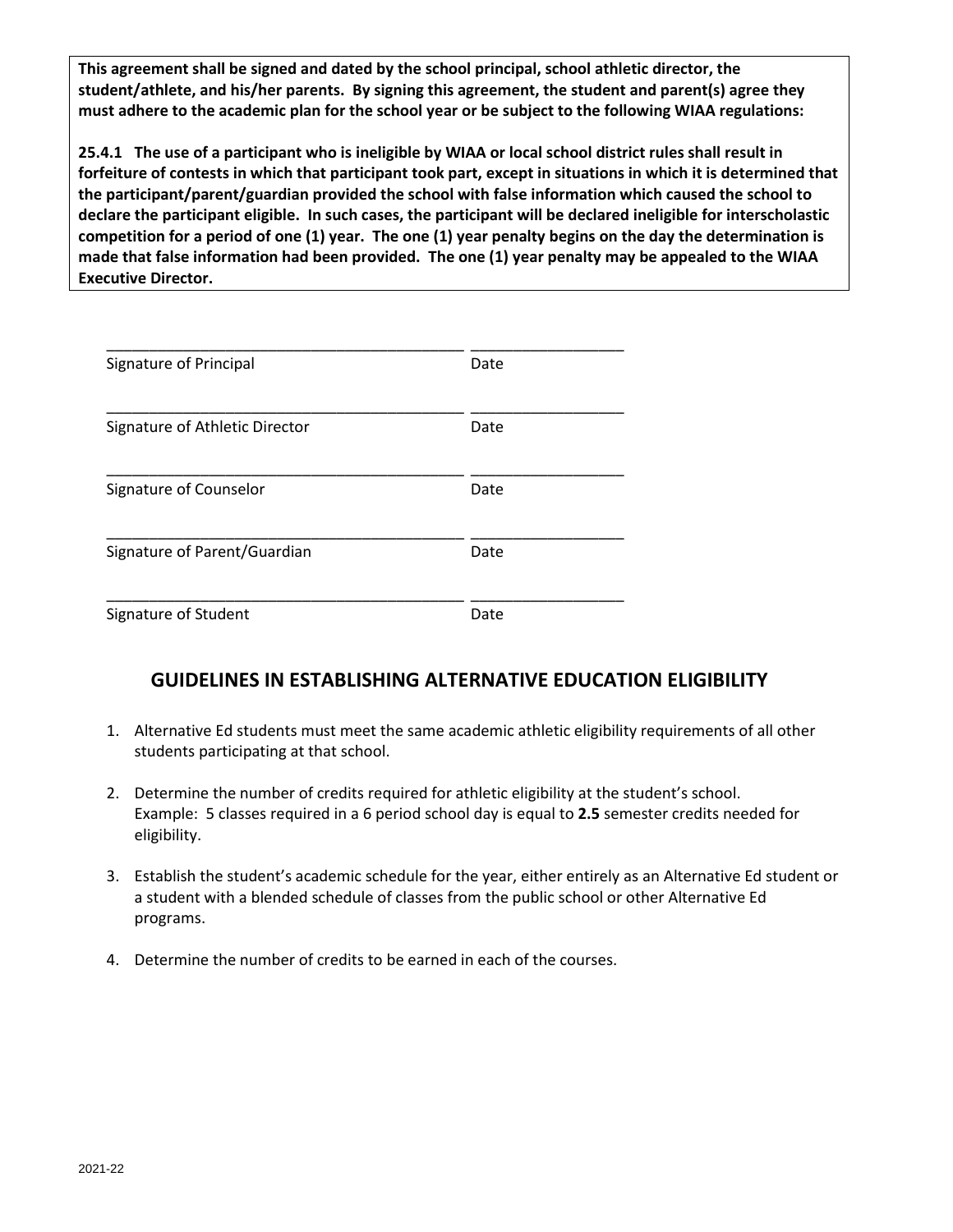**This agreement shall be signed and dated by the school principal, school athletic director, the student/athlete, and his/her parents. By signing this agreement, the student and parent(s) agree they must adhere to the academic plan for the school year or be subject to the following WIAA regulations:**

**25.4.1 The use of a participant who is ineligible by WIAA or local school district rules shall result in forfeiture of contests in which that participant took part, except in situations in which it is determined that the participant/parent/guardian provided the school with false information which caused the school to declare the participant eligible. In such cases, the participant will be declared ineligible for interscholastic competition for a period of one (1) year. The one (1) year penalty begins on the day the determination is made that false information had been provided. The one (1) year penalty may be appealed to the WIAA Executive Director.**

\_\_\_\_\_\_\_\_\_\_\_\_\_\_\_\_\_\_\_\_\_\_\_\_\_\_\_\_\_\_\_\_\_\_\_\_\_\_\_\_\_\_ \_\_\_\_\_\_\_\_\_\_\_\_\_\_\_\_\_\_
Signature of Principal Date

\_\_\_\_\_\_\_\_\_\_\_\_\_\_\_\_\_\_\_\_\_\_\_\_\_\_\_\_\_\_\_\_\_\_\_\_\_\_\_\_\_\_ \_\_\_\_\_\_\_\_\_\_\_\_\_\_\_\_\_\_
Signature of Athletic Director Date

\_\_\_\_\_\_\_\_\_\_\_\_\_\_\_\_\_\_\_\_\_\_\_\_\_\_\_\_\_\_\_\_\_\_\_\_\_\_\_\_\_\_ \_\_\_\_\_\_\_\_\_\_\_\_\_\_\_\_\_\_
Signature of Counselor Date

\_\_\_\_\_\_\_\_\_\_\_\_\_\_\_\_\_\_\_\_\_\_\_\_\_\_\_\_\_\_\_\_\_\_\_\_\_\_\_\_\_\_ \_\_\_\_\_\_\_\_\_\_\_\_\_\_\_\_\_\_
Signature of Parent/Guardian Date

\_\_\_\_\_\_\_\_\_\_\_\_\_\_\_\_\_\_\_\_\_\_\_\_\_\_\_\_\_\_\_\_\_\_\_\_\_\_\_\_\_\_ \_\_\_\_\_\_\_\_\_\_\_\_\_\_\_\_\_\_
Signature of Student Date

## GUIDELINES IN ESTABLISHING ALTERNATIVE EDUCATION ELIGIBILITY

1. Alternative Ed students must meet the same academic athletic eligibility requirements of all other students participating at that school.

2. Determine the number of credits required for athletic eligibility at the student's school. Example: 5 classes required in a 6 period school day is equal to **2.5** semester credits needed for eligibility.

3. Establish the student's academic schedule for the year, either entirely as an Alternative Ed student or a student with a blended schedule of classes from the public school or other Alternative Ed programs.

4. Determine the number of credits to be earned in each of the courses.

2021-22